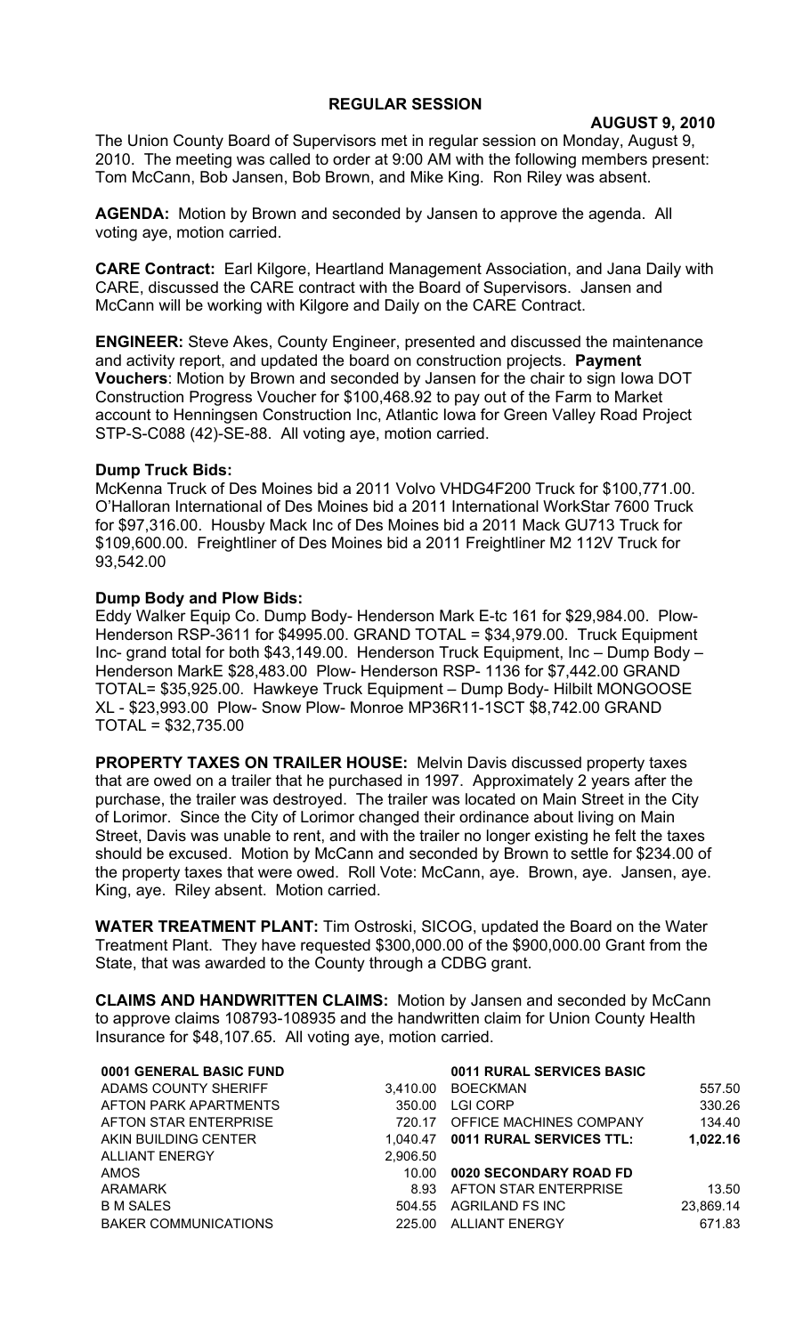# REGULAR SESSION

**AUGUST 9, 2010**

The Union County Board of Supervisors met in regular session on Monday, August 9, 2010. The meeting was called to order at 9:00 AM with the following members present: Tom McCann, Bob Jansen, Bob Brown, and Mike King. Ron Riley was absent.

**AGENDA:** Motion by Brown and seconded by Jansen to approve the agenda. All voting aye, motion carried.

**CARE Contract:** Earl Kilgore, Heartland Management Association, and Jana Daily with CARE, discussed the CARE contract with the Board of Supervisors. Jansen and McCann will be working with Kilgore and Daily on the CARE Contract.

**ENGINEER:** Steve Akes, County Engineer, presented and discussed the maintenance and activity report, and updated the board on construction projects. **Payment Vouchers**: Motion by Brown and seconded by Jansen for the chair to sign Iowa DOT Construction Progress Voucher for $100,468.92 to pay out of the Farm to Market account to Henningsen Construction Inc, Atlantic Iowa for Green Valley Road Project STP-S-C088 (42)-SE-88. All voting aye, motion carried.

**Dump Truck Bids:**

McKenna Truck of Des Moines bid a 2011 Volvo VHDG4F200 Truck for $100,771.00. O'Halloran International of Des Moines bid a 2011 International WorkStar 7600 Truck for $97,316.00. Housby Mack Inc of Des Moines bid a 2011 Mack GU713 Truck for $109,600.00. Freightliner of Des Moines bid a 2011 Freightliner M2 112V Truck for 93,542.00

**Dump Body and Plow Bids:**

Eddy Walker Equip Co. Dump Body- Henderson Mark E-tc 161 for $29,984.00. Plow- Henderson RSP-3611 for $4995.00. GRAND TOTAL = $34,979.00. Truck Equipment Inc- grand total for both $43,149.00. Henderson Truck Equipment, Inc – Dump Body – Henderson MarkE $28,483.00 Plow- Henderson RSP- 1136 for $7,442.00 GRAND TOTAL= $35,925.00. Hawkeye Truck Equipment – Dump Body- Hilbilt MONGOOSE XL - $23,993.00 Plow- Snow Plow- Monroe MP36R11-1SCT $8,742.00 GRAND TOTAL = $32,735.00

**PROPERTY TAXES ON TRAILER HOUSE:** Melvin Davis discussed property taxes that are owed on a trailer that he purchased in 1997. Approximately 2 years after the purchase, the trailer was destroyed. The trailer was located on Main Street in the City of Lorimor. Since the City of Lorimor changed their ordinance about living on Main Street, Davis was unable to rent, and with the trailer no longer existing he felt the taxes should be excused. Motion by McCann and seconded by Brown to settle for $234.00 of the property taxes that were owed. Roll Vote: McCann, aye. Brown, aye. Jansen, aye. King, aye. Riley absent. Motion carried.

**WATER TREATMENT PLANT:** Tim Ostroski, SICOG, updated the Board on the Water Treatment Plant. They have requested $300,000.00 of the $900,000.00 Grant from the State, that was awarded to the County through a CDBG grant.

**CLAIMS AND HANDWRITTEN CLAIMS:** Motion by Jansen and seconded by McCann to approve claims 108793-108935 and the handwritten claim for Union County Health Insurance for $48,107.65. All voting aye, motion carried.

| **0001 GENERAL BASIC FUND** | |
|---|---|
| ADAMS COUNTY SHERIFF | 3,410.00 |
| AFTON PARK APARTMENTS | 350.00 |
| AFTON STAR ENTERPRISE | 720.17 |
| AKIN BUILDING CENTER | 1,040.47 |
| ALLIANT ENERGY | 2,906.50 |
| AMOS | 10.00 |
| ARAMARK | 8.93 |
| B M SALES | 504.55 |
| BAKER COMMUNICATIONS | 225.00 |

| **0011 RURAL SERVICES BASIC** | |
|---|---|
| BOECKMAN | 557.50 |
| LGI CORP | 330.26 |
| OFFICE MACHINES COMPANY | 134.40 |
| **0011 RURAL SERVICES TTL:** | **1,022.16** |

| **0020 SECONDARY ROAD FD** | |
|---|---|
| AFTON STAR ENTERPRISE | 13.50 |
| AGRILAND FS INC | 23,869.14 |
| ALLIANT ENERGY | 671.83 |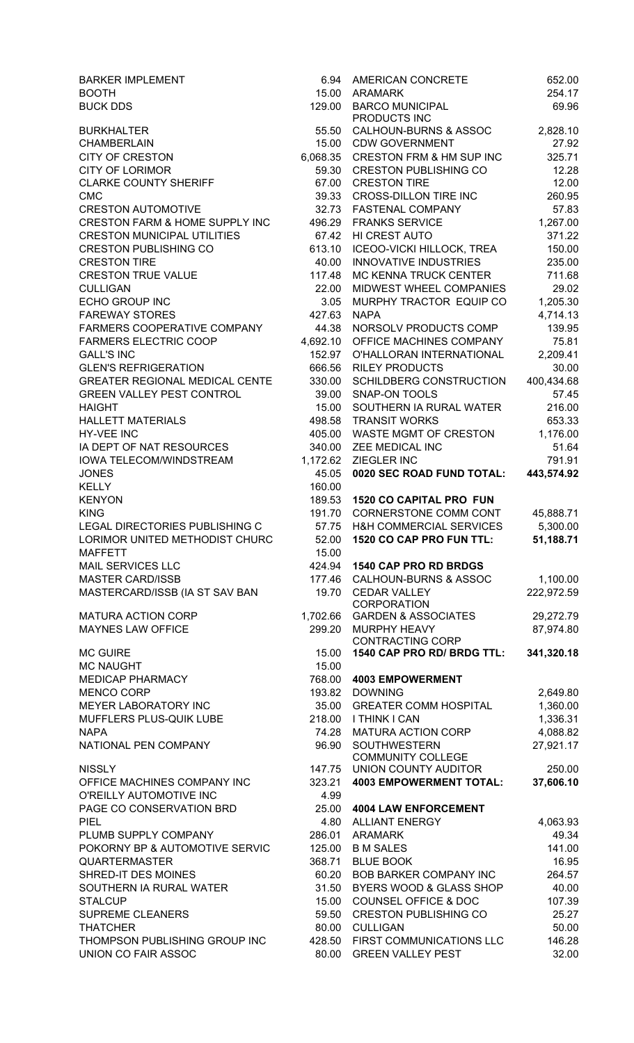| | |
|---|---|
| BARKER IMPLEMENT | 6.94 |
| BOOTH | 15.00 |
| BUCK DDS | 129.00 |
| BURKHALTER | 55.50 |
| CHAMBERLAIN | 15.00 |
| CITY OF CRESTON | 6,068.35 |
| CITY OF LORIMOR | 59.30 |
| CLARKE COUNTY SHERIFF | 67.00 |
| CMC | 39.33 |
| CRESTON AUTOMOTIVE | 32.73 |
| CRESTON FARM & HOME SUPPLY INC | 496.29 |
| CRESTON MUNICIPAL UTILITIES | 67.42 |
| CRESTON PUBLISHING CO | 613.10 |
| CRESTON TIRE | 40.00 |
| CRESTON TRUE VALUE | 117.48 |
| CULLIGAN | 22.00 |
| ECHO GROUP INC | 3.05 |
| FAREWAY STORES | 427.63 |
| FARMERS COOPERATIVE COMPANY | 44.38 |
| FARMERS ELECTRIC COOP | 4,692.10 |
| GALL'S INC | 152.97 |
| GLEN'S REFRIGERATION | 666.56 |
| GREATER REGIONAL MEDICAL CENTE | 330.00 |
| GREEN VALLEY PEST CONTROL | 39.00 |
| HAIGHT | 15.00 |
| HALLETT MATERIALS | 498.58 |
| HY-VEE INC | 405.00 |
| IA DEPT OF NAT RESOURCES | 340.00 |
| IOWA TELECOM/WINDSTREAM | 1,172.62 |
| JONES | 45.05 |
| KELLY | 160.00 |
| KENYON | 189.53 |
| KING | 191.70 |
| LEGAL DIRECTORIES PUBLISHING C | 57.75 |
| LORIMOR UNITED METHODIST CHURC | 52.00 |
| MAFFETT | 15.00 |
| MAIL SERVICES LLC | 424.94 |
| MASTER CARD/ISSB | 177.46 |
| MASTERCARD/ISSB (IA ST SAV BAN | 19.70 |
| MATURA ACTION CORP | 1,702.66 |
| MAYNES LAW OFFICE | 299.20 |
| MC GUIRE | 15.00 |
| MC NAUGHT | 15.00 |
| MEDICAP PHARMACY | 768.00 |
| MENCO CORP | 193.82 |
| MEYER LABORATORY INC | 35.00 |
| MUFFLERS PLUS-QUIK LUBE | 218.00 |
| NAPA | 74.28 |
| NATIONAL PEN COMPANY | 96.90 |
| NISSLY | 147.75 |
| OFFICE MACHINES COMPANY INC | 323.21 |
| O'REILLY AUTOMOTIVE INC | 4.99 |
| PAGE CO CONSERVATION BRD | 25.00 |
| PIEL | 4.80 |
| PLUMB SUPPLY COMPANY | 286.01 |
| POKORNY BP & AUTOMOTIVE SERVIC | 125.00 |
| QUARTERMASTER | 368.71 |
| SHRED-IT DES MOINES | 60.20 |
| SOUTHERN IA RURAL WATER | 31.50 |
| STALCUP | 15.00 |
| SUPREME CLEANERS | 59.50 |
| THATCHER | 80.00 |
| THOMPSON PUBLISHING GROUP INC | 428.50 |
| UNION CO FAIR ASSOC | 80.00 |

| | |
|---|---|
| AMERICAN CONCRETE | 652.00 |
| ARAMARK | 254.17 |
| BARCO MUNICIPAL PRODUCTS INC | 69.96 |
| CALHOUN-BURNS & ASSOC | 2,828.10 |
| CDW GOVERNMENT | 27.92 |
| CRESTON FRM & HM SUP INC | 325.71 |
| CRESTON PUBLISHING CO | 12.28 |
| CRESTON TIRE | 12.00 |
| CROSS-DILLON TIRE INC | 260.95 |
| FASTENAL COMPANY | 57.83 |
| FRANKS SERVICE | 1,267.00 |
| HI CREST AUTO | 371.22 |
| ICEOO-VICKI HILLOCK, TREA | 150.00 |
| INNOVATIVE INDUSTRIES | 235.00 |
| MC KENNA TRUCK CENTER | 711.68 |
| MIDWEST WHEEL COMPANIES | 29.02 |
| MURPHY TRACTOR EQUIP CO | 1,205.30 |
| NAPA | 4,714.13 |
| NORSOLV PRODUCTS COMP | 139.95 |
| OFFICE MACHINES COMPANY | 75.81 |
| O'HALLORAN INTERNATIONAL | 2,209.41 |
| RILEY PRODUCTS | 30.00 |
| SCHILDBERG CONSTRUCTION | 400,434.68 |
| SNAP-ON TOOLS | 57.45 |
| SOUTHERN IA RURAL WATER | 216.00 |
| TRANSIT WORKS | 653.33 |
| WASTE MGMT OF CRESTON | 1,176.00 |
| ZEE MEDICAL INC | 51.64 |
| ZIEGLER INC | 791.91 |
| **0020 SEC ROAD FUND TOTAL:** | **443,574.92** |

**1520 CO CAPITAL PRO FUN**

| | |
|---|---|
| CORNERSTONE COMM CONT | 45,888.71 |
| H&H COMMERCIAL SERVICES | 5,300.00 |
| **1520 CO CAP PRO FUN TTL:** | **51,188.71** |

**1540 CAP PRO RD BRDGS**

| | |
|---|---|
| CALHOUN-BURNS & ASSOC | 1,100.00 |
| CEDAR VALLEY CORPORATION | 222,972.59 |
| GARDEN & ASSOCIATES | 29,272.79 |
| MURPHY HEAVY CONTRACTING CORP | 87,974.80 |
| **1540 CAP PRO RD/ BRDG TTL:** | **341,320.18** |

**4003 EMPOWERMENT**

| | |
|---|---|
| DOWNING | 2,649.80 |
| GREATER COMM HOSPITAL | 1,360.00 |
| I THINK I CAN | 1,336.31 |
| MATURA ACTION CORP | 4,088.82 |
| SOUTHWESTERN COMMUNITY COLLEGE | 27,921.17 |
| UNION COUNTY AUDITOR | 250.00 |
| **4003 EMPOWERMENT TOTAL:** | **37,606.10** |

**4004 LAW ENFORCEMENT**

| | |
|---|---|
| ALLIANT ENERGY | 4,063.93 |
| ARAMARK | 49.34 |
| B M SALES | 141.00 |
| BLUE BOOK | 16.95 |
| BOB BARKER COMPANY INC | 264.57 |
| BYERS WOOD & GLASS SHOP | 40.00 |
| COUNSEL OFFICE & DOC | 107.39 |
| CRESTON PUBLISHING CO | 25.27 |
| CULLIGAN | 50.00 |
| FIRST COMMUNICATIONS LLC | 146.28 |
| GREEN VALLEY PEST | 32.00 |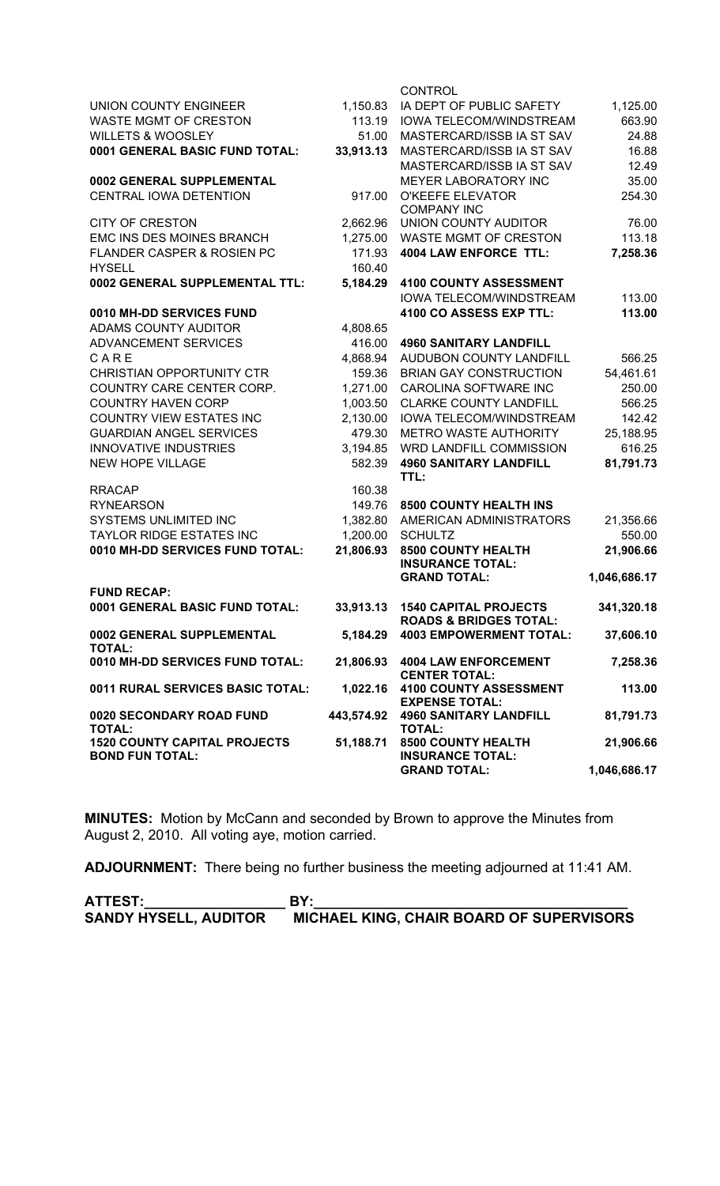| | |
|---|---|
| UNION COUNTY ENGINEER | 1,150.83 |
| WASTE MGMT OF CRESTON | 113.19 |
| WILLETS & WOOSLEY | 51.00 |
| **0001 GENERAL BASIC FUND TOTAL:** | **33,913.13** |
| | |
| **0002 GENERAL SUPPLEMENTAL** | |
| CENTRAL IOWA DETENTION | 917.00 |
| CITY OF CRESTON | 2,662.96 |
| EMC INS DES MOINES BRANCH | 1,275.00 |
| FLANDER CASPER & ROSIEN PC | 171.93 |
| HYSELL | 160.40 |
| **0002 GENERAL SUPPLEMENTAL TTL:** | **5,184.29** |
| | |
| **0010 MH-DD SERVICES FUND** | |
| ADAMS COUNTY AUDITOR | 4,808.65 |
| ADVANCEMENT SERVICES | 416.00 |
| C A R E | 4,868.94 |
| CHRISTIAN OPPORTUNITY CTR | 159.36 |
| COUNTRY CARE CENTER CORP. | 1,271.00 |
| COUNTRY HAVEN CORP | 1,003.50 |
| COUNTRY VIEW ESTATES INC | 2,130.00 |
| GUARDIAN ANGEL SERVICES | 479.30 |
| INNOVATIVE INDUSTRIES | 3,194.85 |
| NEW HOPE VILLAGE | 582.39 |
| RRACAP | 160.38 |
| RYNEARSON | 149.76 |
| SYSTEMS UNLIMITED INC | 1,382.80 |
| TAYLOR RIDGE ESTATES INC | 1,200.00 |
| **0010 MH-DD SERVICES FUND TOTAL:** | **21,806.93** |

| | |
|---|---|
| CONTROL | |
| IA DEPT OF PUBLIC SAFETY | 1,125.00 |
| IOWA TELECOM/WINDSTREAM | 663.90 |
| MASTERCARD/ISSB IA ST SAV | 24.88 |
| MASTERCARD/ISSB IA ST SAV | 16.88 |
| MASTERCARD/ISSB IA ST SAV | 12.49 |
| MEYER LABORATORY INC | 35.00 |
| O'KEEFE ELEVATOR COMPANY INC | 254.30 |
| UNION COUNTY AUDITOR | 76.00 |
| WASTE MGMT OF CRESTON | 113.18 |
| **4004 LAW ENFORCE TTL:** | **7,258.36** |
| | |
| **4100 COUNTY ASSESSMENT** | |
| IOWA TELECOM/WINDSTREAM | 113.00 |
| **4100 CO ASSESS EXP TTL:** | **113.00** |
| | |
| **4960 SANITARY LANDFILL** | |
| AUDUBON COUNTY LANDFILL | 566.25 |
| BRIAN GAY CONSTRUCTION | 54,461.61 |
| CAROLINA SOFTWARE INC | 250.00 |
| CLARKE COUNTY LANDFILL | 566.25 |
| IOWA TELECOM/WINDSTREAM | 142.42 |
| METRO WASTE AUTHORITY | 25,188.95 |
| WRD LANDFILL COMMISSION | 616.25 |
| **4960 SANITARY LANDFILL TTL:** | **81,791.73** |
| | |
| **8500 COUNTY HEALTH INS** | |
| AMERICAN ADMINISTRATORS | 21,356.66 |
| SCHULTZ | 550.00 |
| **8500 COUNTY HEALTH INSURANCE TOTAL:** | **21,906.66** |
| **GRAND TOTAL:** | **1,046,686.17** |

**FUND RECAP:**

| | | | |
|---|---|---|---|
| **0001 GENERAL BASIC FUND TOTAL:** | **33,913.13** | **1540 CAPITAL PROJECTS ROADS & BRIDGES TOTAL:** | **341,320.18** |
| **0002 GENERAL SUPPLEMENTAL TOTAL:** | **5,184.29** | **4003 EMPOWERMENT TOTAL:** | **37,606.10** |
| **0010 MH-DD SERVICES FUND TOTAL:** | **21,806.93** | **4004 LAW ENFORCEMENT CENTER TOTAL:** | **7,258.36** |
| **0011 RURAL SERVICES BASIC TOTAL:** | **1,022.16** | **4100 COUNTY ASSESSMENT EXPENSE TOTAL:** | **113.00** |
| **0020 SECONDARY ROAD FUND TOTAL:** | **443,574.92** | **4960 SANITARY LANDFILL TOTAL:** | **81,791.73** |
| **1520 COUNTY CAPITAL PROJECTS BOND FUN TOTAL:** | **51,188.71** | **8500 COUNTY HEALTH INSURANCE TOTAL:** | **21,906.66** |
| | | **GRAND TOTAL:** | **1,046,686.17** |

**MINUTES:** Motion by McCann and seconded by Brown to approve the Minutes from August 2, 2010. All voting aye, motion carried.

**ADJOURNMENT:** There being no further business the meeting adjourned at 11:41 AM.

**ATTEST:\_\_\_\_\_\_\_\_\_\_\_\_\_\_\_\_\_\_ BY:\_\_\_\_\_\_\_\_\_\_\_\_\_\_\_\_\_\_\_\_\_\_\_\_\_\_\_\_\_\_\_\_\_\_\_\_\_\_\_**
**SANDY HYSELL, AUDITOR MICHAEL KING, CHAIR BOARD OF SUPERVISORS**